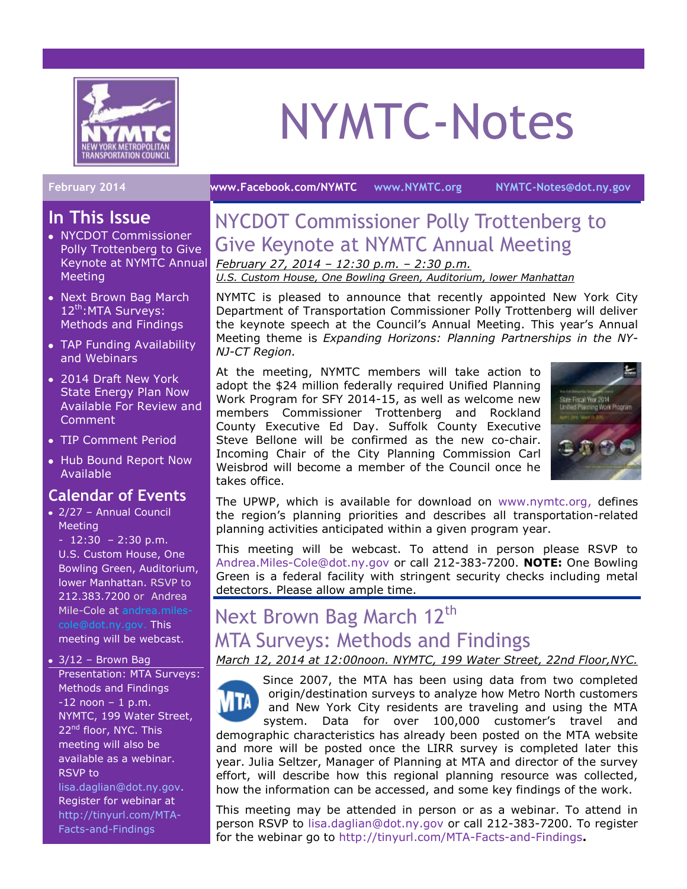# NYMTC-Notes

February 2014 | www.Facebook.com/NYMTC | www.NYMTC.org | NYMTC-Notes@dot.ny.gov

## In This Issue

- NYCDOT Commissioner Polly Trottenberg to Give Keynote at NYMTC Annual Meeting
- Next Brown Bag March 12th:MTA Surveys: Methods and Findings
- TAP Funding Availability and Webinars
- 2014 Draft New York State Energy Plan Now Available For Review and Comment
- TIP Comment Period
- Hub Bound Report Now Available

## Calendar of Events

- 2/27 – Annual Council Meeting - 12:30 – 2:30 p.m. U.S. Custom House, One Bowling Green, Auditorium, lower Manhattan. RSVP to 212.383.7200 or Andrea Mile-Cole at andrea.miles-cole@dot.ny.gov. This meeting will be webcast.
- 3/12 – Brown Bag Presentation: MTA Surveys: Methods and Findings -12 noon – 1 p.m. NYMTC, 199 Water Street, 22nd floor, NYC. This meeting will also be available as a webinar. RSVP to lisa.daglian@dot.ny.gov. Register for webinar at http://tinyurl.com/MTA-Facts-and-Findings

## NYCDOT Commissioner Polly Trottenberg to Give Keynote at NYMTC Annual Meeting

*February 27, 2014 – 12:30 p.m. – 2:30 p.m.*
*U.S. Custom House, One Bowling Green, Auditorium, lower Manhattan*

NYMTC is pleased to announce that recently appointed New York City Department of Transportation Commissioner Polly Trottenberg will deliver the keynote speech at the Council's Annual Meeting. This year's Annual Meeting theme is *Expanding Horizons: Planning Partnerships in the NY-NJ-CT Region.*

At the meeting, NYMTC members will take action to adopt the $24 million federally required Unified Planning Work Program for SFY 2014-15, as well as welcome new members Commissioner Trottenberg and Rockland County Executive Ed Day. Suffolk County Executive Steve Bellone will be confirmed as the new co-chair. Incoming Chair of the City Planning Commission Carl Weisbrod will become a member of the Council once he takes office.

The UPWP, which is available for download on www.nymtc.org, defines the region's planning priorities and describes all transportation-related planning activities anticipated within a given program year.

This meeting will be webcast. To attend in person please RSVP to Andrea.Miles-Cole@dot.ny.gov or call 212-383-7200. **NOTE:** One Bowling Green is a federal facility with stringent security checks including metal detectors. Please allow ample time.

## Next Brown Bag March 12th MTA Surveys: Methods and Findings

*March 12, 2014 at 12:00noon. NYMTC, 199 Water Street, 22nd Floor,NYC.*

Since 2007, the MTA has been using data from two completed origin/destination surveys to analyze how Metro North customers and New York City residents are traveling and using the MTA system. Data for over 100,000 customer's travel and demographic characteristics has already been posted on the MTA website and more will be posted once the LIRR survey is completed later this year. Julia Seltzer, Manager of Planning at MTA and director of the survey effort, will describe how this regional planning resource was collected, how the information can be accessed, and some key findings of the work.

This meeting may be attended in person or as a webinar. To attend in person RSVP to lisa.daglian@dot.ny.gov or call 212-383-7200. To register for the webinar go to http://tinyurl.com/MTA-Facts-and-Findings**.**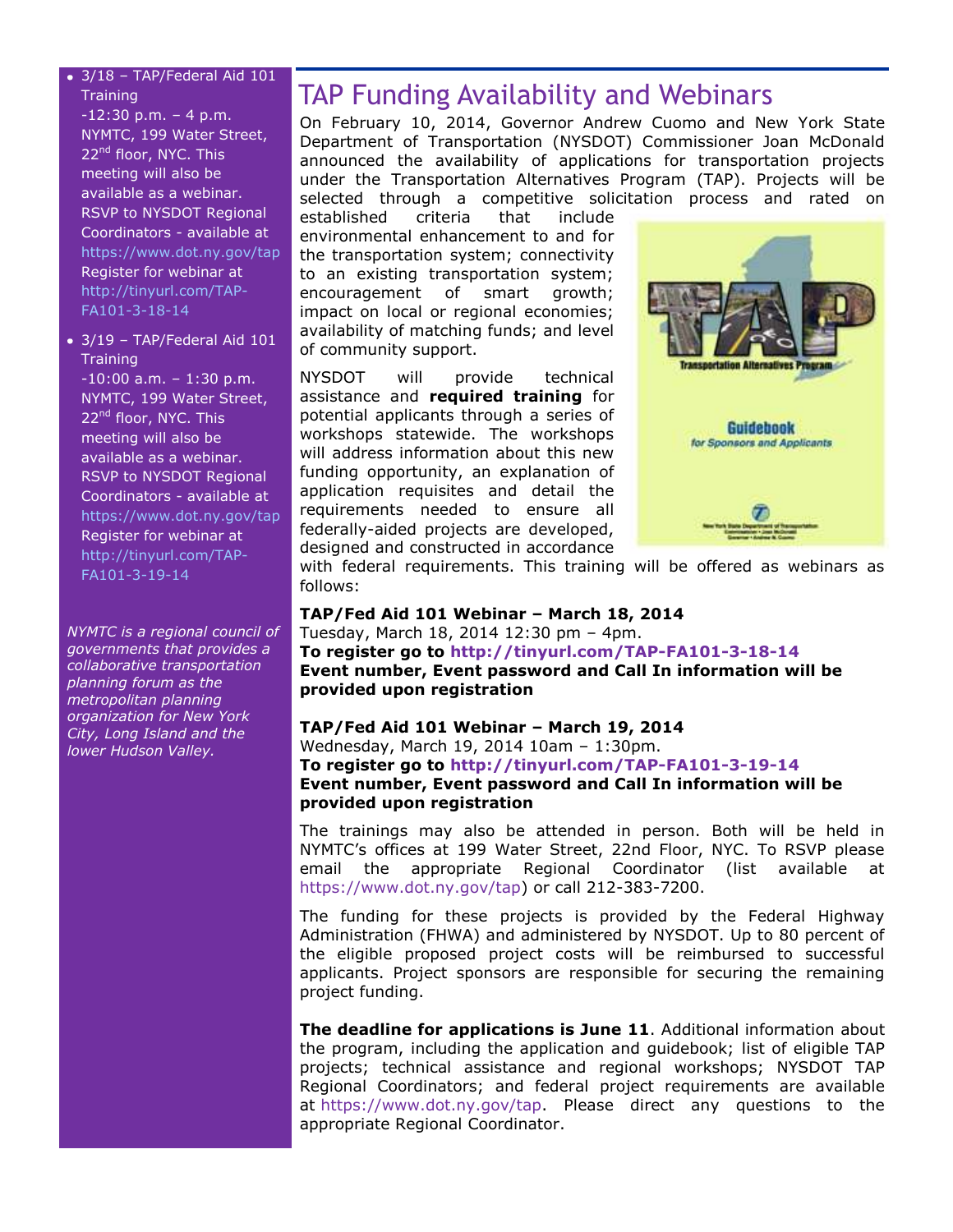- 3/18 – TAP/Federal Aid 101 Training -12:30 p.m. – 4 p.m. NYMTC, 199 Water Street, 22nd floor, NYC. This meeting will also be available as a webinar. RSVP to NYSDOT Regional Coordinators - available at https://www.dot.ny.gov/tap Register for webinar at http://tinyurl.com/TAP-FA101-3-18-14
- 3/19 – TAP/Federal Aid 101 Training -10:00 a.m. – 1:30 p.m. NYMTC, 199 Water Street, 22nd floor, NYC. This meeting will also be available as a webinar. RSVP to NYSDOT Regional Coordinators - available at https://www.dot.ny.gov/tap Register for webinar at http://tinyurl.com/TAP-FA101-3-19-14

*NYMTC is a regional council of governments that provides a collaborative transportation planning forum as the metropolitan planning organization for New York City, Long Island and the lower Hudson Valley.*

# TAP Funding Availability and Webinars

On February 10, 2014, Governor Andrew Cuomo and New York State Department of Transportation (NYSDOT) Commissioner Joan McDonald announced the availability of applications for transportation projects under the Transportation Alternatives Program (TAP). Projects will be selected through a competitive solicitation process and rated on established criteria that include environmental enhancement to and for the transportation system; connectivity to an existing transportation system; encouragement of smart growth; impact on local or regional economies; availability of matching funds; and level of community support.

NYSDOT will provide technical assistance and **required training** for potential applicants through a series of workshops statewide. The workshops will address information about this new funding opportunity, an explanation of application requisites and detail the requirements needed to ensure all federally-aided projects are developed, designed and constructed in accordance with federal requirements. This training will be offered as webinars as follows:

**TAP/Fed Aid 101 Webinar – March 18, 2014**
Tuesday, March 18, 2014 12:30 pm – 4pm.
**To register go to http://tinyurl.com/TAP-FA101-3-18-14**
**Event number, Event password and Call In information will be provided upon registration**

**TAP/Fed Aid 101 Webinar – March 19, 2014**
Wednesday, March 19, 2014 10am – 1:30pm.
**To register go to http://tinyurl.com/TAP-FA101-3-19-14**
**Event number, Event password and Call In information will be provided upon registration**

The trainings may also be attended in person. Both will be held in NYMTC's offices at 199 Water Street, 22nd Floor, NYC. To RSVP please email the appropriate Regional Coordinator (list available at https://www.dot.ny.gov/tap) or call 212-383-7200.

The funding for these projects is provided by the Federal Highway Administration (FHWA) and administered by NYSDOT. Up to 80 percent of the eligible proposed project costs will be reimbursed to successful applicants. Project sponsors are responsible for securing the remaining project funding.

**The deadline for applications is June 11**. Additional information about the program, including the application and guidebook; list of eligible TAP projects; technical assistance and regional workshops; NYSDOT TAP Regional Coordinators; and federal project requirements are available at https://www.dot.ny.gov/tap. Please direct any questions to the appropriate Regional Coordinator.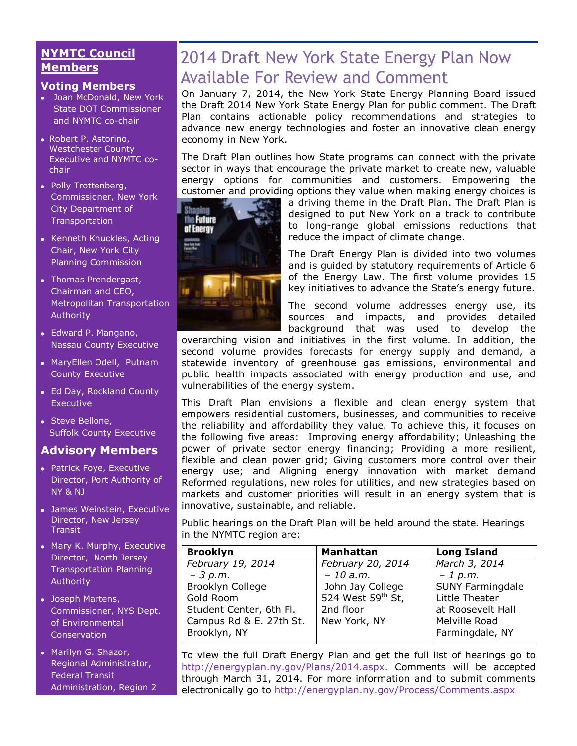## NYMTC Council Members

### Voting Members

- Joan McDonald, New York State DOT Commissioner and NYMTC co-chair
- Robert P. Astorino, Westchester County Executive and NYMTC co-chair
- Polly Trottenberg, Commissioner, New York City Department of Transportation
- Kenneth Knuckles, Acting Chair, New York City Planning Commission
- Thomas Prendergast, Chairman and CEO, Metropolitan Transportation Authority
- Edward P. Mangano, Nassau County Executive
- MaryEllen Odell, Putnam County Executive
- Ed Day, Rockland County Executive
- Steve Bellone, Suffolk County Executive

### Advisory Members

- Patrick Foye, Executive Director, Port Authority of NY & NJ
- James Weinstein, Executive Director, New Jersey Transit
- Mary K. Murphy, Executive Director, North Jersey Transportation Planning Authority
- Joseph Martens, Commissioner, NYS Dept. of Environmental Conservation
- Marilyn G. Shazor, Regional Administrator, Federal Transit Administration, Region 2

# 2014 Draft New York State Energy Plan Now Available For Review and Comment

On January 7, 2014, the New York State Energy Planning Board issued the Draft 2014 New York State Energy Plan for public comment. The Draft Plan contains actionable policy recommendations and strategies to advance new energy technologies and foster an innovative clean energy economy in New York.

The Draft Plan outlines how State programs can connect with the private sector in ways that encourage the private market to create new, valuable energy options for communities and customers. Empowering the customer and providing options they value when making energy choices is a driving theme in the Draft Plan. The Draft Plan is designed to put New York on a track to contribute to long-range global emissions reductions that reduce the impact of climate change.

The Draft Energy Plan is divided into two volumes and is guided by statutory requirements of Article 6 of the Energy Law. The first volume provides 15 key initiatives to advance the State's energy future.

The second volume addresses energy use, its sources and impacts, and provides detailed background that was used to develop the overarching vision and initiatives in the first volume. In addition, the second volume provides forecasts for energy supply and demand, a statewide inventory of greenhouse gas emissions, environmental and public health impacts associated with energy production and use, and vulnerabilities of the energy system.

This Draft Plan envisions a flexible and clean energy system that empowers residential customers, businesses, and communities to receive the reliability and affordability they value. To achieve this, it focuses on the following five areas: Improving energy affordability; Unleashing the power of private sector energy financing; Providing a more resilient, flexible and clean power grid; Giving customers more control over their energy use; and Aligning energy innovation with market demand Reformed regulations, new roles for utilities, and new strategies based on markets and customer priorities will result in an energy system that is innovative, sustainable, and reliable.

Public hearings on the Draft Plan will be held around the state. Hearings in the NYMTC region are:

| **Brooklyn** | **Manhattan** | **Long Island** |
|---|---|---|
| *February 19, 2014 – 3 p.m.* Brooklyn College Gold Room Student Center, 6th Fl. Campus Rd & E. 27th St. Brooklyn, NY | *February 20, 2014 – 10 a.m.* John Jay College 524 West 59th St, 2nd floor New York, NY | *March 3, 2014 – 1 p.m.* SUNY Farmingdale Little Theater at Roosevelt Hall Melville Road Farmingdale, NY |

To view the full Draft Energy Plan and get the full list of hearings go to http://energyplan.ny.gov/Plans/2014.aspx. Comments will be accepted through March 31, 2014. For more information and to submit comments electronically go to http://energyplan.ny.gov/Process/Comments.aspx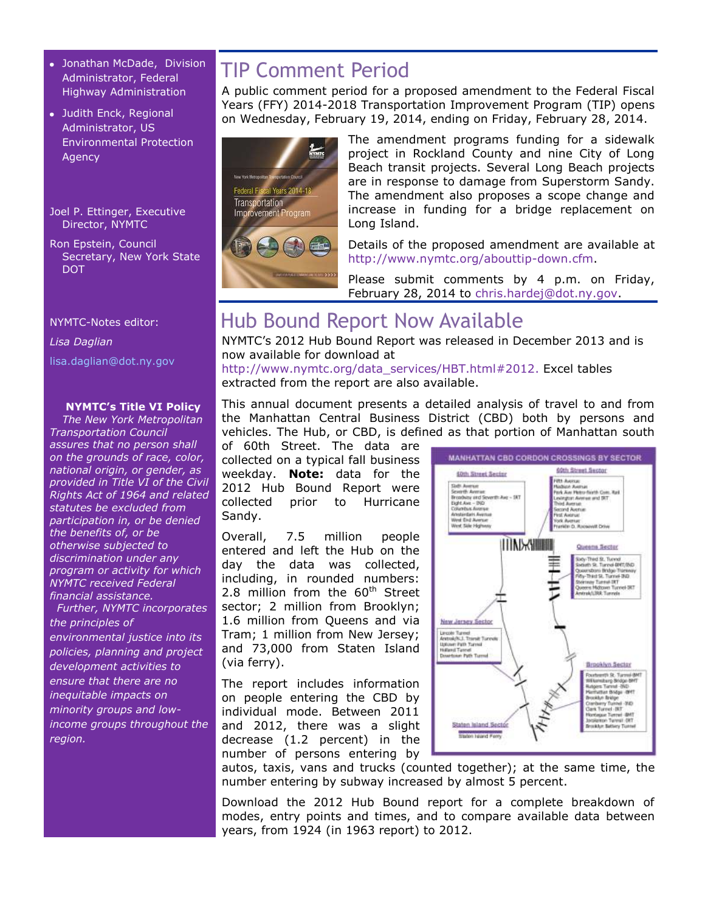- Jonathan McDade, Division Administrator, Federal Highway Administration
- Judith Enck, Regional Administrator, US Environmental Protection Agency

Joel P. Ettinger, Executive Director, NYMTC

Ron Epstein, Council Secretary, New York State DOT

NYMTC-Notes editor:

*Lisa Daglian*

lisa.daglian@dot.ny.gov

**NYMTC's Title VI Policy**

*The New York Metropolitan Transportation Council assures that no person shall on the grounds of race, color, national origin, or gender, as provided in Title VI of the Civil Rights Act of 1964 and related statutes be excluded from participation in, or be denied the benefits of, or be otherwise subjected to discrimination under any program or activity for which NYMTC received Federal financial assistance.*

*Further, NYMTC incorporates the principles of environmental justice into its policies, planning and project development activities to ensure that there are no inequitable impacts on minority groups and low-income groups throughout the region.*

# TIP Comment Period

A public comment period for a proposed amendment to the Federal Fiscal Years (FFY) 2014-2018 Transportation Improvement Program (TIP) opens on Wednesday, February 19, 2014, ending on Friday, February 28, 2014.

The amendment programs funding for a sidewalk project in Rockland County and nine City of Long Beach transit projects. Several Long Beach projects are in response to damage from Superstorm Sandy. The amendment also proposes a scope change and increase in funding for a bridge replacement on Long Island.

Details of the proposed amendment are available at http://www.nymtc.org/abouttip-down.cfm.

Please submit comments by 4 p.m. on Friday, February 28, 2014 to chris.hardej@dot.ny.gov.

# Hub Bound Report Now Available

NYMTC's 2012 Hub Bound Report was released in December 2013 and is now available for download at http://www.nymtc.org/data_services/HBT.html#2012. Excel tables extracted from the report are also available.

This annual document presents a detailed analysis of travel to and from the Manhattan Central Business District (CBD) both by persons and vehicles. The Hub, or CBD, is defined as that portion of Manhattan south of 60th Street. The data are collected on a typical fall business weekday. **Note:** data for the 2012 Hub Bound Report were collected prior to Hurricane Sandy.

Overall, 7.5 million people entered and left the Hub on the day the data was collected, including, in rounded numbers: 2.8 million from the 60th Street sector; 2 million from Brooklyn; 1.6 million from Queens and via Tram; 1 million from New Jersey; and 73,000 from Staten Island (via ferry).

MANHATTAN CBD CORDON CROSSINGS BY SECTOR

60th Street Sector: Sixth Avenue, Seventh Avenue, Broadway and Seventh Ave – IRT, Eight Ave – IND, Columbus Avenue, Amsterdam Avenue, West End Avenue, West Side Highway

60th Street Sector: Fifth Avenue, Madison Avenue, Park Ave Metro-North Com. Rail, Lexington Avenue and IRT, Third Avenue, Second Avenue, First Avenue, York Avenue, Franklin D. Roosevelt Drive

Queens Sector: Sixty-Third St. Tunnel, Sixtieth St. Tunnel-BMT/IND, Queensboro Bridge Tramway, Fifty-Third St. Tunnel-IND, Steinway Tunnel-IRT, Queens Midtown Tunnel-IRT, Amtrak/LIRR Tunnels

New Jersey Sector: Lincoln Tunnel, Amtrak/N.J. Transit Tunnels, Uptown Path Tunnel, Holland Tunnel, Downtown Path Tunnel

Brooklyn Sector: Fourteenth St. Tunnel-BMT, Williamsburg Bridge-BMT, Rutgers Tunnel-IND, Manhattan Bridge-BMT, Brooklyn Bridge, Cranberry Tunnel-IND, Clark Tunnel-IRT, Montague Tunnel-BMT, Joralemon Tunnel-IRT, Brooklyn Battery Tunnel

Staten Island Sector: Staten Island Ferry

The report includes information on people entering the CBD by individual mode. Between 2011 and 2012, there was a slight decrease (1.2 percent) in the number of persons entering by autos, taxis, vans and trucks (counted together); at the same time, the number entering by subway increased by almost 5 percent.

Download the 2012 Hub Bound report for a complete breakdown of modes, entry points and times, and to compare available data between years, from 1924 (in 1963 report) to 2012.